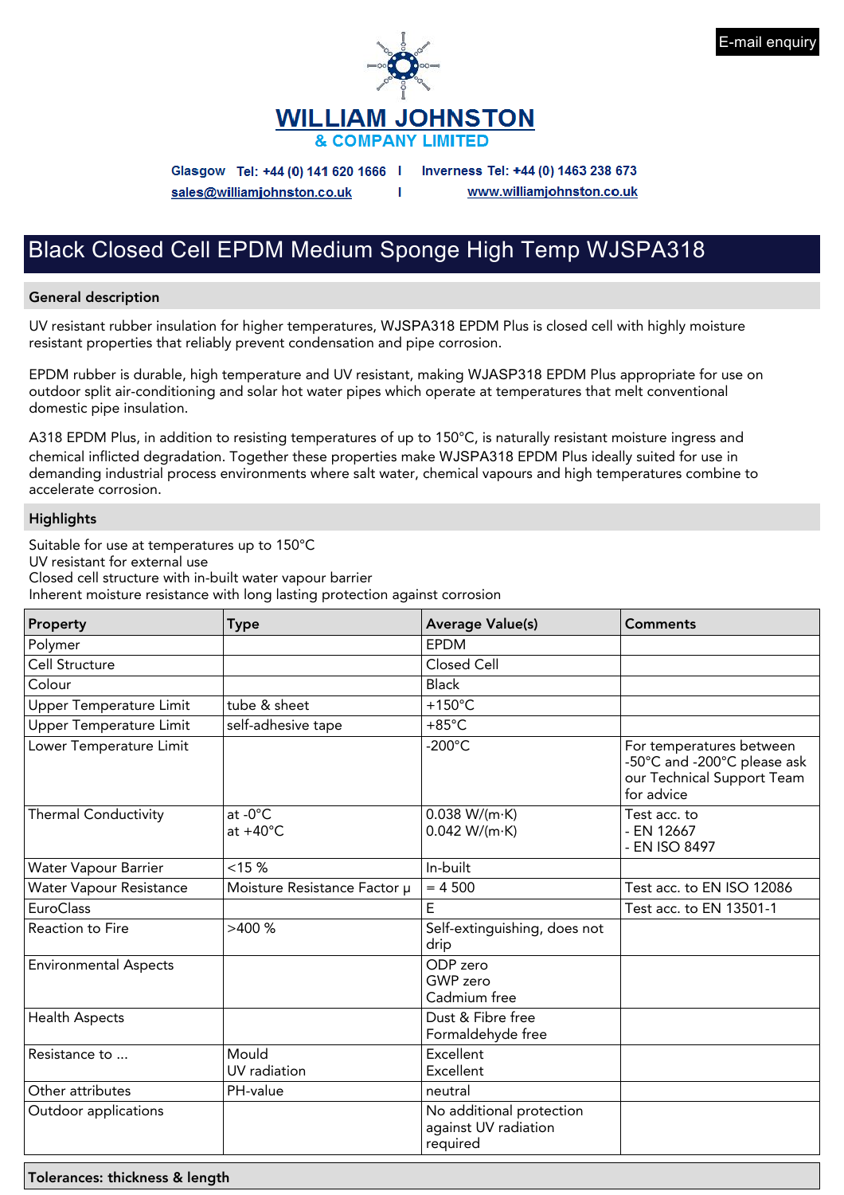E-mail enquiry

**WILLIAM JOHNSTON**
**& COMPANY LIMITED**

Glasgow Tel: +44 (0) 141 620 1666 | Inverness Tel: +44 (0) 1463 238 673
sales@williamjohnston.co.uk | www.williamjohnston.co.uk

# Black Closed Cell EPDM Medium Sponge High Temp WJSPA318

## General description

UV resistant rubber insulation for higher temperatures, WJSPA318 EPDM Plus is closed cell with highly moisture resistant properties that reliably prevent condensation and pipe corrosion.

EPDM rubber is durable, high temperature and UV resistant, making WJASP318 EPDM Plus appropriate for use on outdoor split air-conditioning and solar hot water pipes which operate at temperatures that melt conventional domestic pipe insulation.

A318 EPDM Plus, in addition to resisting temperatures of up to 150°C, is naturally resistant moisture ingress and chemical inflicted degradation. Together these properties make WJSPA318 EPDM Plus ideally suited for use in demanding industrial process environments where salt water, chemical vapours and high temperatures combine to accelerate corrosion.

## Highlights

Suitable for use at temperatures up to 150°C
UV resistant for external use
Closed cell structure with in-built water vapour barrier
Inherent moisture resistance with long lasting protection against corrosion

| Property | Type | Average Value(s) | Comments |
|---|---|---|---|
| Polymer | | EPDM | |
| Cell Structure | | Closed Cell | |
| Colour | | Black | |
| Upper Temperature Limit | tube & sheet | +150°C | |
| Upper Temperature Limit | self-adhesive tape | +85°C | |
| Lower Temperature Limit | | -200°C | For temperatures between -50°C and -200°C please ask our Technical Support Team for advice |
| Thermal Conductivity | at -0°C<br>at +40°C | 0.038 W/(m·K)<br>0.042 W/(m·K) | Test acc. to<br>- EN 12667<br>- EN ISO 8497 |
| Water Vapour Barrier | <15 % | In-built | |
| Water Vapour Resistance | Moisture Resistance Factor μ | = 4 500 | Test acc. to EN ISO 12086 |
| EuroClass | | E | Test acc. to EN 13501-1 |
| Reaction to Fire | >400 % | Self-extinguishing, does not drip | |
| Environmental Aspects | | ODP zero<br>GWP zero<br>Cadmium free | |
| Health Aspects | | Dust & Fibre free<br>Formaldehyde free | |
| Resistance to ... | Mould<br>UV radiation | Excellent<br>Excellent | |
| Other attributes | PH-value | neutral | |
| Outdoor applications | | No additional protection against UV radiation required | |

## Tolerances: thickness & length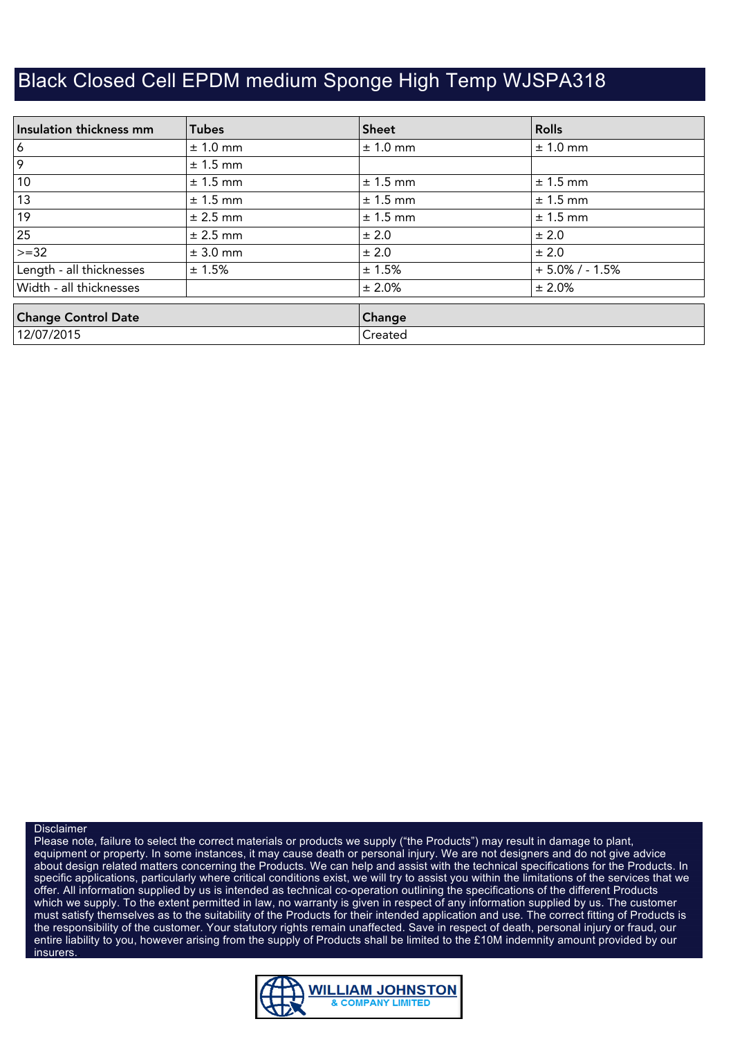# Black Closed Cell EPDM medium Sponge High Temp WJSPA318

| Insulation thickness mm | Tubes | Sheet | Rolls |
|---|---|---|---|
| 6 | ± 1.0 mm | ± 1.0 mm | ± 1.0 mm |
| 9 | ± 1.5 mm | | |
| 10 | ± 1.5 mm | ± 1.5 mm | ± 1.5 mm |
| 13 | ± 1.5 mm | ± 1.5 mm | ± 1.5 mm |
| 19 | ± 2.5 mm | ± 1.5 mm | ± 1.5 mm |
| 25 | ± 2.5 mm | ± 2.0 | ± 2.0 |
| >=32 | ± 3.0 mm | ± 2.0 | ± 2.0 |
| Length - all thicknesses | ± 1.5% | ± 1.5% | + 5.0% / - 1.5% |
| Width - all thicknesses | | ± 2.0% | ± 2.0% |

| Change Control Date | Change |
|---|---|
| 12/07/2015 | Created |

Disclaimer

Please note, failure to select the correct materials or products we supply ("the Products") may result in damage to plant, equipment or property. In some instances, it may cause death or personal injury. We are not designers and do not give advice about design related matters concerning the Products. We can help and assist with the technical specifications for the Products. In specific applications, particularly where critical conditions exist, we will try to assist you within the limitations of the services that we offer. All information supplied by us is intended as technical co-operation outlining the specifications of the different Products which we supply. To the extent permitted in law, no warranty is given in respect of any information supplied by us. The customer must satisfy themselves as to the suitability of the Products for their intended application and use. The correct fitting of Products is the responsibility of the customer. Your statutory rights remain unaffected. Save in respect of death, personal injury or fraud, our entire liability to you, however arising from the supply of Products shall be limited to the £10M indemnity amount provided by our insurers.

WILLIAM JOHNSTON & COMPANY LIMITED